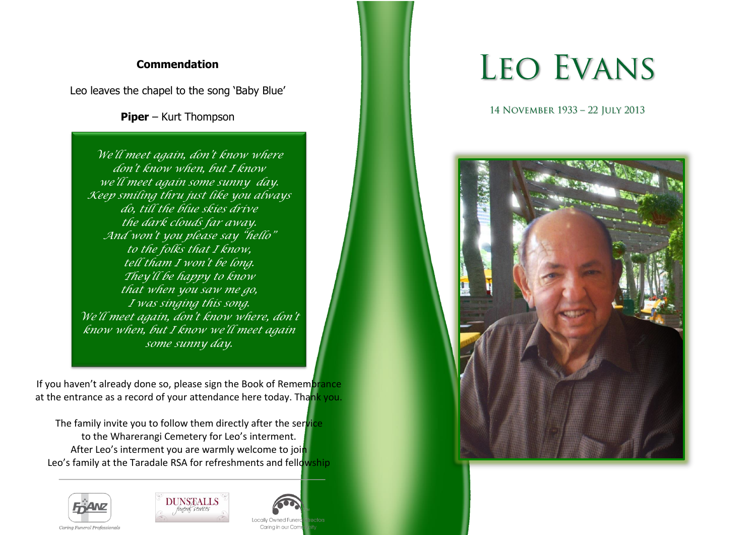**Commendation**

Leo leaves the chapel to the song 'Baby Blue'

**Piper** – Kurt Thompson

*We'll meet again, don't know where*
*don't know when, but I know*
*we'll meet again some sunny day.*
*Keep smiling thru just like you always*
*do, till the blue skies drive*
*the dark clouds far away.*
*And won't you please say "hello"*
*to the folks that I know,*
*tell tham I won't be long.*
*They'll be happy to know*
*that when you saw me go,*
*I was singing this song.*
*We'll meet again, don't know where, don't*
*know when, but I know we'll meet again*
*some sunny day.*

If you haven't already done so, please sign the Book of Remembrance at the entrance as a record of your attendance here today. Thank you.

The family invite you to follow them directly after the service to the Wharerangi Cemetery for Leo's interment.
After Leo's interment you are warmly welcome to join Leo's family at the Taradale RSA for refreshments and fellowship

FDANZ Caring Funeral Professionals

DUNSTALLS funeral services

Locally Owned Funeral Director
Caring in our Community

# LEO EVANS

14 NOVEMBER 1933 – 22 JULY 2013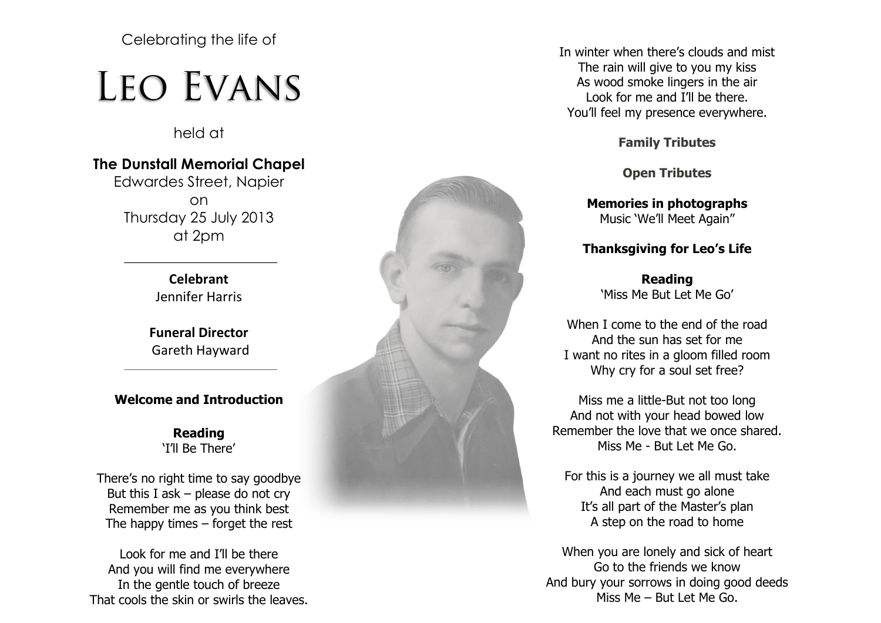Celebrating the life of

# Leo Evans

held at

**The Dunstall Memorial Chapel**
Edwardes Street, Napier
on
Thursday 25 July 2013
at 2pm

---

**Celebrant**
Jennifer Harris

**Funeral Director**
Gareth Hayward

---

**Welcome and Introduction**

**Reading**
'I'll Be There'

There's no right time to say goodbye
But this I ask – please do not cry
Remember me as you think best
The happy times – forget the rest

Look for me and I'll be there
And you will find me everywhere
In the gentle touch of breeze
That cools the skin or swirls the leaves.

In winter when there's clouds and mist
The rain will give to you my kiss
As wood smoke lingers in the air
Look for me and I'll be there.
You'll feel my presence everywhere.

**Family Tributes**

**Open Tributes**

**Memories in photographs**
Music 'We'll Meet Again"

**Thanksgiving for Leo's Life**

**Reading**
'Miss Me But Let Me Go'

When I come to the end of the road
And the sun has set for me
I want no rites in a gloom filled room
Why cry for a soul set free?

Miss me a little-But not too long
And not with your head bowed low
Remember the love that we once shared.
Miss Me - But Let Me Go.

For this is a journey we all must take
And each must go alone
It's all part of the Master's plan
A step on the road to home

When you are lonely and sick of heart
Go to the friends we know
And bury your sorrows in doing good deeds
Miss Me – But Let Me Go.